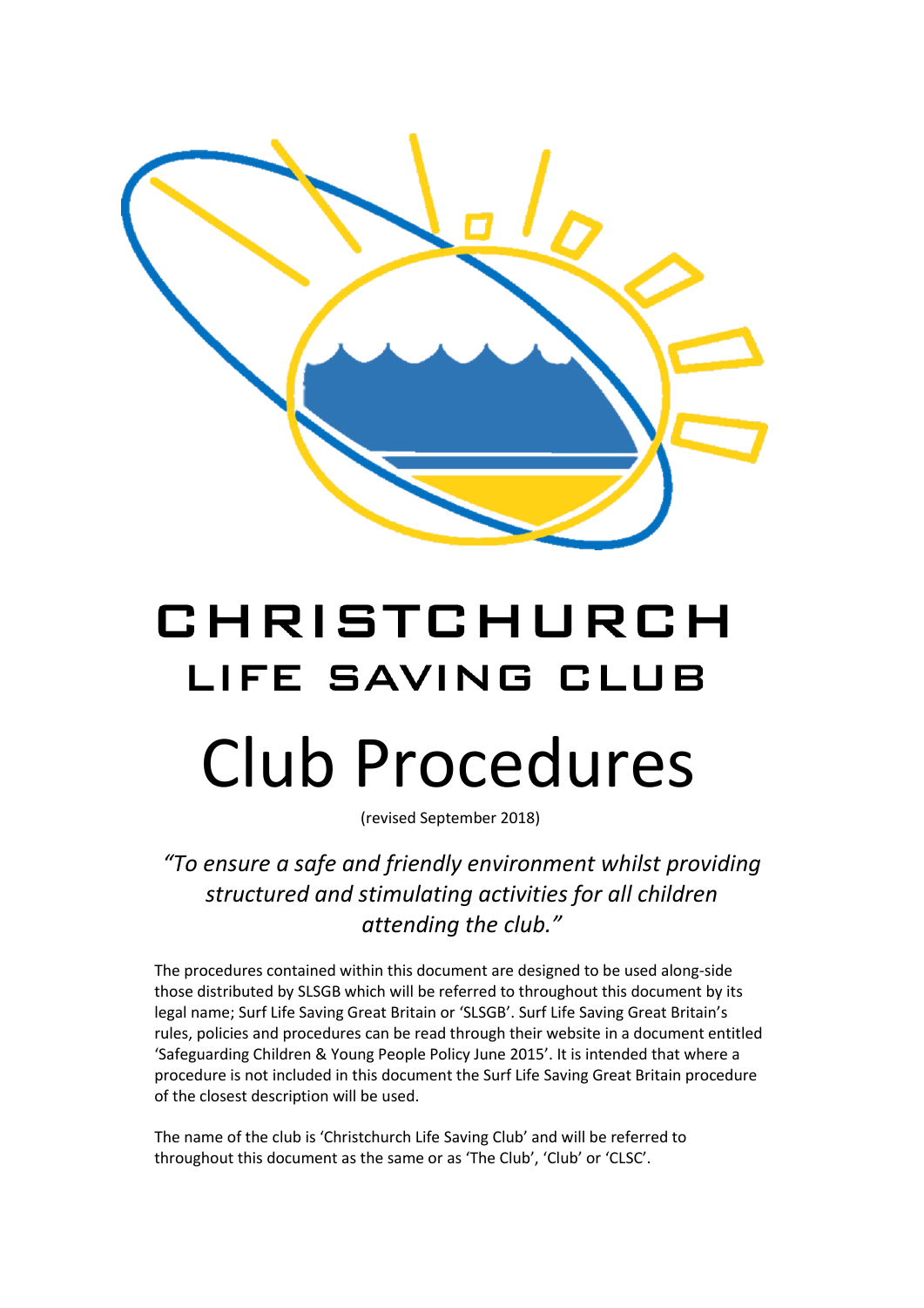# CHRISTCHURCH

## LIFE SAVING CLUB

# Club Procedures

(revised September 2018)

*"To ensure a safe and friendly environment whilst providing structured and stimulating activities for all children attending the club."*

The procedures contained within this document are designed to be used along-side those distributed by SLSGB which will be referred to throughout this document by its legal name; Surf Life Saving Great Britain or 'SLSGB'. Surf Life Saving Great Britain's rules, policies and procedures can be read through their website in a document entitled 'Safeguarding Children & Young People Policy June 2015'. It is intended that where a procedure is not included in this document the Surf Life Saving Great Britain procedure of the closest description will be used.

The name of the club is 'Christchurch Life Saving Club' and will be referred to throughout this document as the same or as 'The Club', 'Club' or 'CLSC'.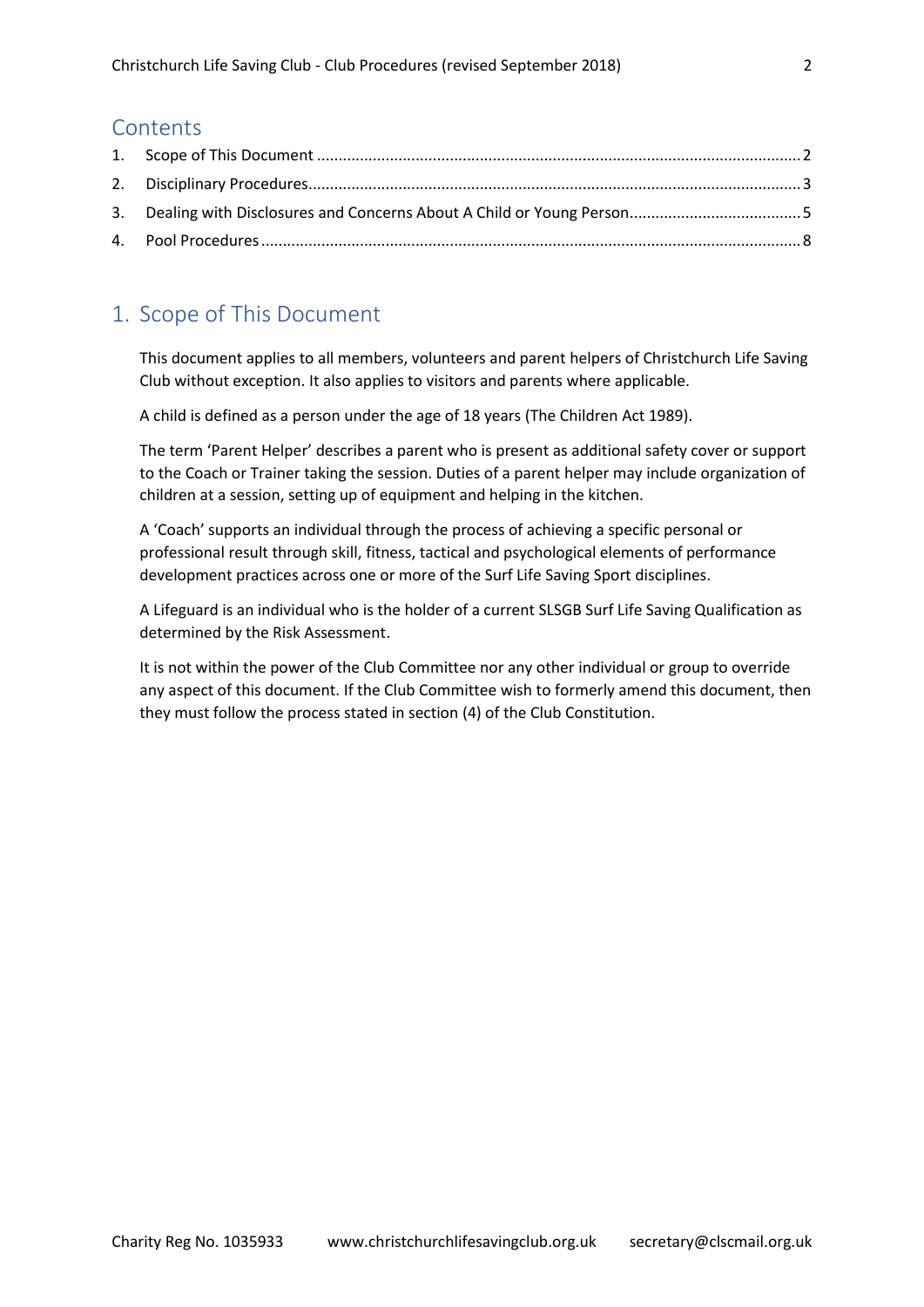## Contents

1. Scope of This Document ........ 2
2. Disciplinary Procedures ........ 3
3. Dealing with Disclosures and Concerns About A Child or Young Person ........ 5
4. Pool Procedures ........ 8

## 1. Scope of This Document

This document applies to all members, volunteers and parent helpers of Christchurch Life Saving Club without exception. It also applies to visitors and parents where applicable.

A child is defined as a person under the age of 18 years (The Children Act 1989).

The term 'Parent Helper' describes a parent who is present as additional safety cover or support to the Coach or Trainer taking the session. Duties of a parent helper may include organization of children at a session, setting up of equipment and helping in the kitchen.

A 'Coach' supports an individual through the process of achieving a specific personal or professional result through skill, fitness, tactical and psychological elements of performance development practices across one or more of the Surf Life Saving Sport disciplines.

A Lifeguard is an individual who is the holder of a current SLSGB Surf Life Saving Qualification as determined by the Risk Assessment.

It is not within the power of the Club Committee nor any other individual or group to override any aspect of this document. If the Club Committee wish to formerly amend this document, then they must follow the process stated in section (4) of the Club Constitution.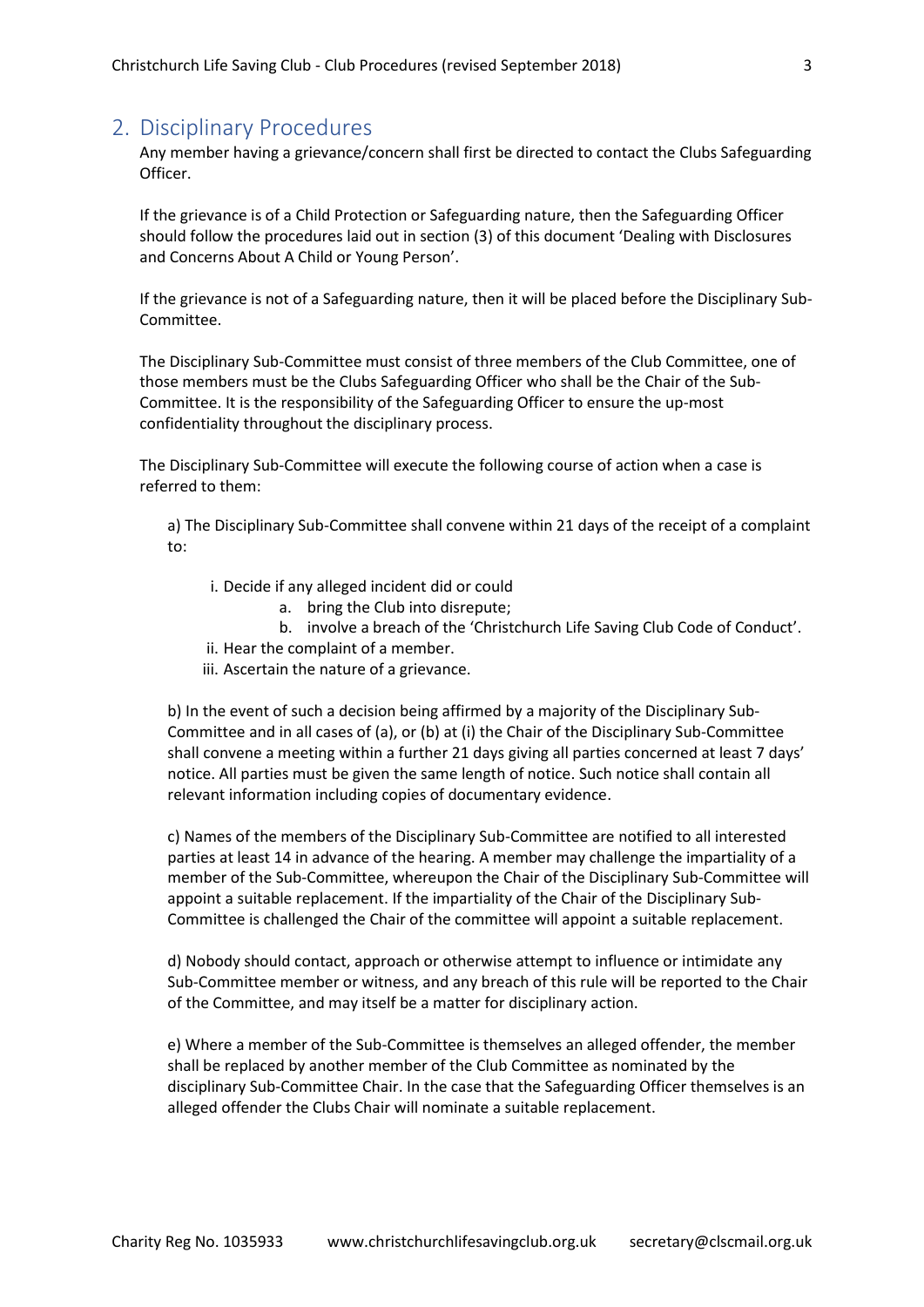## 2. Disciplinary Procedures

Any member having a grievance/concern shall first be directed to contact the Clubs Safeguarding Officer.

If the grievance is of a Child Protection or Safeguarding nature, then the Safeguarding Officer should follow the procedures laid out in section (3) of this document 'Dealing with Disclosures and Concerns About A Child or Young Person'.

If the grievance is not of a Safeguarding nature, then it will be placed before the Disciplinary Sub-Committee.

The Disciplinary Sub-Committee must consist of three members of the Club Committee, one of those members must be the Clubs Safeguarding Officer who shall be the Chair of the Sub-Committee. It is the responsibility of the Safeguarding Officer to ensure the up-most confidentiality throughout the disciplinary process.

The Disciplinary Sub-Committee will execute the following course of action when a case is referred to them:

a) The Disciplinary Sub-Committee shall convene within 21 days of the receipt of a complaint to:

- i. Decide if any alleged incident did or could
  - a. bring the Club into disrepute;
  - b. involve a breach of the 'Christchurch Life Saving Club Code of Conduct'.
- ii. Hear the complaint of a member.
- iii. Ascertain the nature of a grievance.

b) In the event of such a decision being affirmed by a majority of the Disciplinary Sub-Committee and in all cases of (a), or (b) at (i) the Chair of the Disciplinary Sub-Committee shall convene a meeting within a further 21 days giving all parties concerned at least 7 days' notice. All parties must be given the same length of notice. Such notice shall contain all relevant information including copies of documentary evidence.

c) Names of the members of the Disciplinary Sub-Committee are notified to all interested parties at least 14 in advance of the hearing. A member may challenge the impartiality of a member of the Sub-Committee, whereupon the Chair of the Disciplinary Sub-Committee will appoint a suitable replacement. If the impartiality of the Chair of the Disciplinary Sub-Committee is challenged the Chair of the committee will appoint a suitable replacement.

d) Nobody should contact, approach or otherwise attempt to influence or intimidate any Sub-Committee member or witness, and any breach of this rule will be reported to the Chair of the Committee, and may itself be a matter for disciplinary action.

e) Where a member of the Sub-Committee is themselves an alleged offender, the member shall be replaced by another member of the Club Committee as nominated by the disciplinary Sub-Committee Chair. In the case that the Safeguarding Officer themselves is an alleged offender the Clubs Chair will nominate a suitable replacement.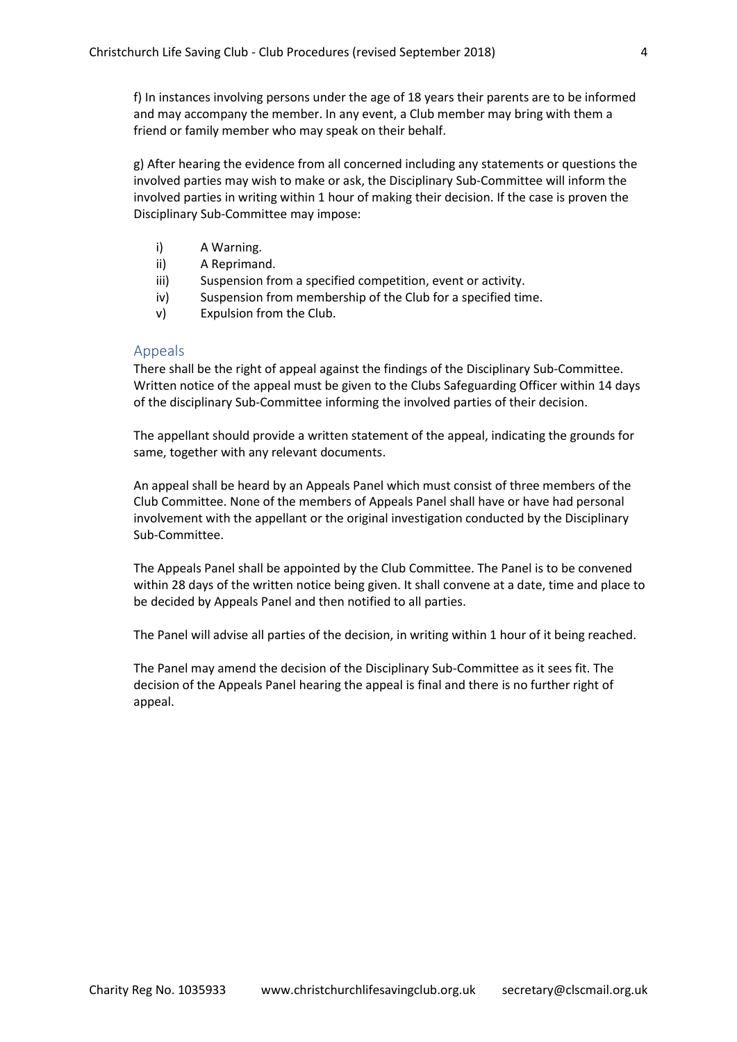f) In instances involving persons under the age of 18 years their parents are to be informed and may accompany the member. In any event, a Club member may bring with them a friend or family member who may speak on their behalf.

g) After hearing the evidence from all concerned including any statements or questions the involved parties may wish to make or ask, the Disciplinary Sub-Committee will inform the involved parties in writing within 1 hour of making their decision. If the case is proven the Disciplinary Sub-Committee may impose:

- i) A Warning.
- ii) A Reprimand.
- iii) Suspension from a specified competition, event or activity.
- iv) Suspension from membership of the Club for a specified time.
- v) Expulsion from the Club.

## Appeals

There shall be the right of appeal against the findings of the Disciplinary Sub-Committee. Written notice of the appeal must be given to the Clubs Safeguarding Officer within 14 days of the disciplinary Sub-Committee informing the involved parties of their decision.

The appellant should provide a written statement of the appeal, indicating the grounds for same, together with any relevant documents.

An appeal shall be heard by an Appeals Panel which must consist of three members of the Club Committee. None of the members of Appeals Panel shall have or have had personal involvement with the appellant or the original investigation conducted by the Disciplinary Sub-Committee.

The Appeals Panel shall be appointed by the Club Committee. The Panel is to be convened within 28 days of the written notice being given. It shall convene at a date, time and place to be decided by Appeals Panel and then notified to all parties.

The Panel will advise all parties of the decision, in writing within 1 hour of it being reached.

The Panel may amend the decision of the Disciplinary Sub-Committee as it sees fit. The decision of the Appeals Panel hearing the appeal is final and there is no further right of appeal.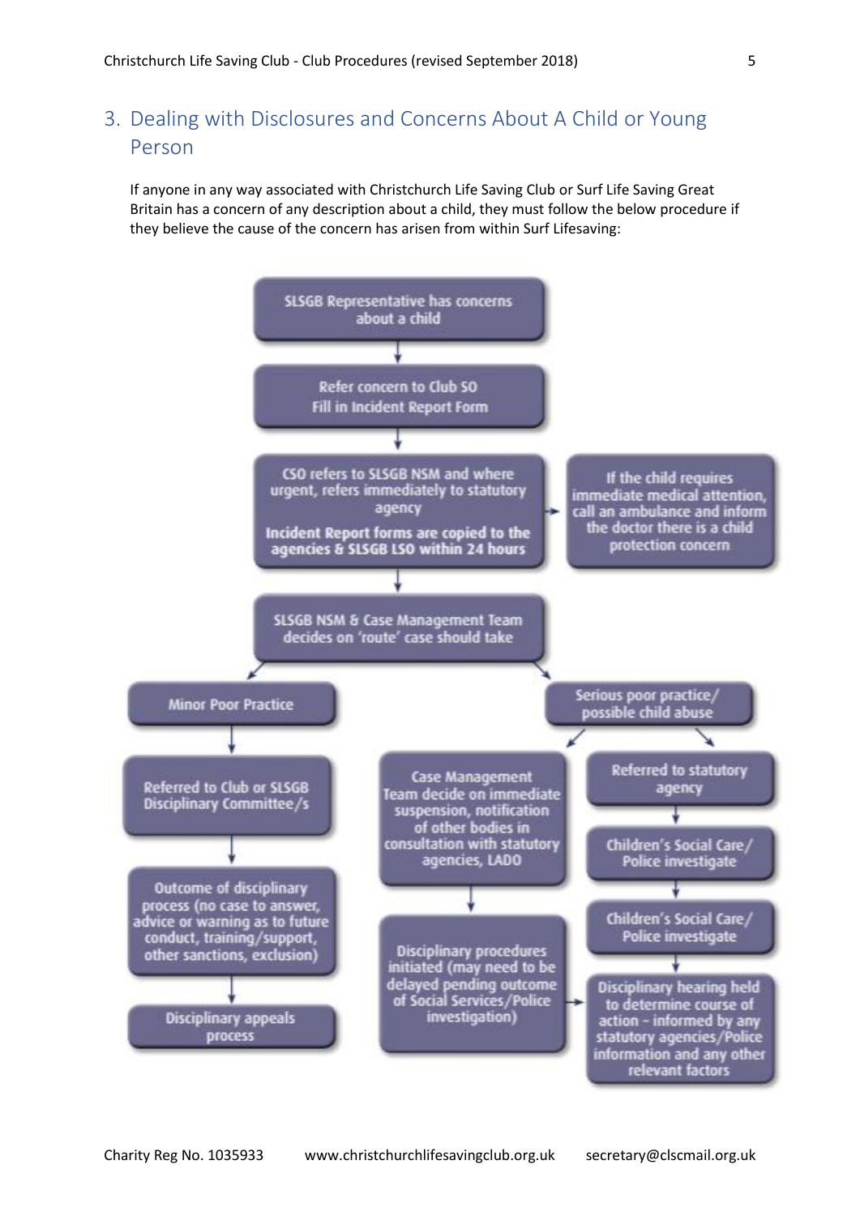## 3. Dealing with Disclosures and Concerns About A Child or Young Person

If anyone in any way associated with Christchurch Life Saving Club or Surf Life Saving Great Britain has a concern of any description about a child, they must follow the below procedure if they believe the cause of the concern has arisen from within Surf Lifesaving:

SLSGB Representative has concerns about a child

↓

Refer concern to Club SO
Fill in Incident Report Form

↓

CSO refers to SLSGB NSM and where urgent, refers immediately to statutory agency

Incident Report forms are copied to the agencies & SLSGB LSO within 24 hours

→ If the child requires immediate medical attention, call an ambulance and inform the doctor there is a child protection concern

↓

SLSGB NSM & Case Management Team decides on 'route' case should take

**Minor Poor Practice**

↓

Referred to Club or SLSGB Disciplinary Committee/s

↓

Outcome of disciplinary process (no case to answer, advice or warning as to future conduct, training/support, other sanctions, exclusion)

↓

Disciplinary appeals process

**Serious poor practice/ possible child abuse**

Case Management Team decide on immediate suspension, notification of other bodies in consultation with statutory agencies, LADO

↓

Disciplinary procedures initiated (may need to be delayed pending outcome of Social Services/Police investigation)

→ Disciplinary hearing held to determine course of action – informed by any statutory agencies/Police information and any other relevant factors

Referred to statutory agency

↓

Children's Social Care/ Police investigate

↓

Children's Social Care/ Police investigate

↓

Disciplinary hearing held to determine course of action – informed by any statutory agencies/Police information and any other relevant factors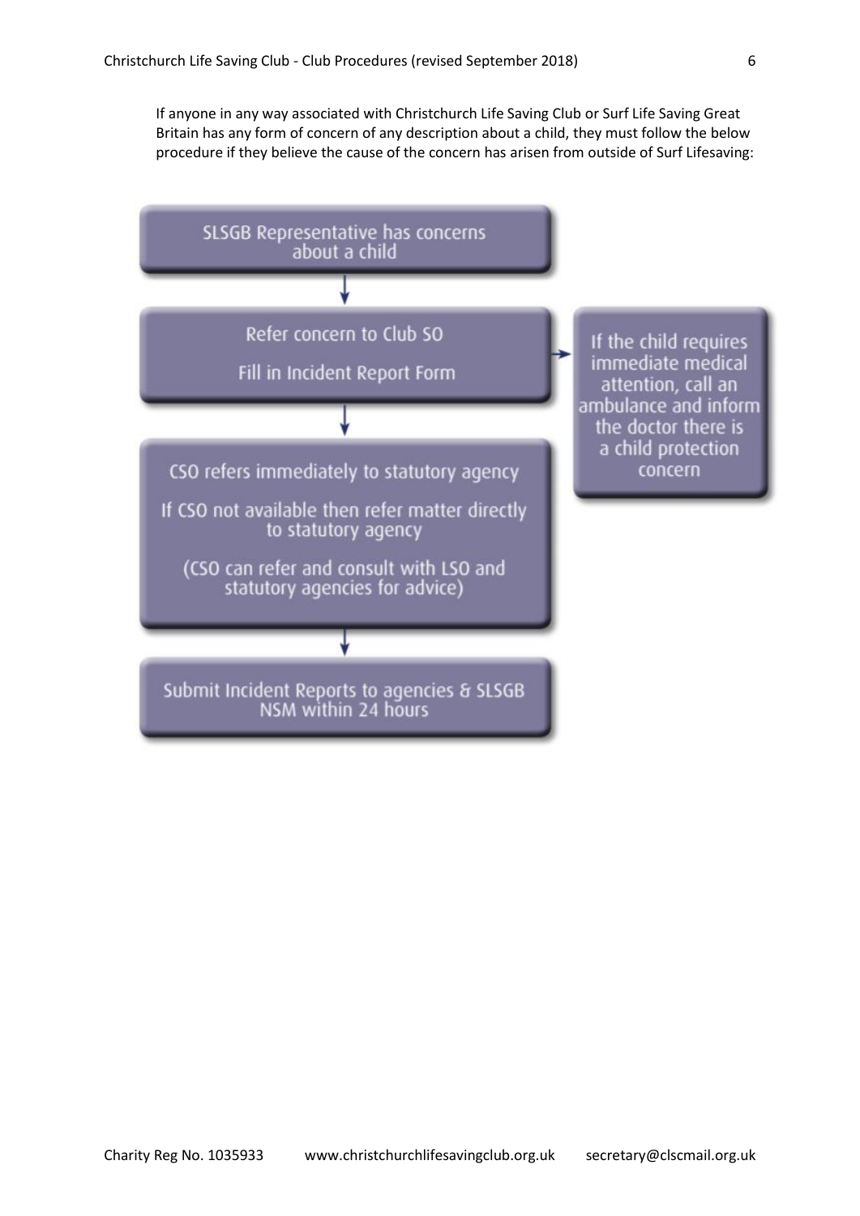If anyone in any way associated with Christchurch Life Saving Club or Surf Life Saving Great Britain has any form of concern of any description about a child, they must follow the below procedure if they believe the cause of the concern has arisen from outside of Surf Lifesaving:

SLSGB Representative has concerns about a child

↓

Refer concern to Club SO

Fill in Incident Report Form

→ If the child requires immediate medical attention, call an ambulance and inform the doctor there is a child protection concern

↓

CSO refers immediately to statutory agency

If CSO not available then refer matter directly to statutory agency

(CSO can refer and consult with LSO and statutory agencies for advice)

↓

Submit Incident Reports to agencies & SLSGB NSM within 24 hours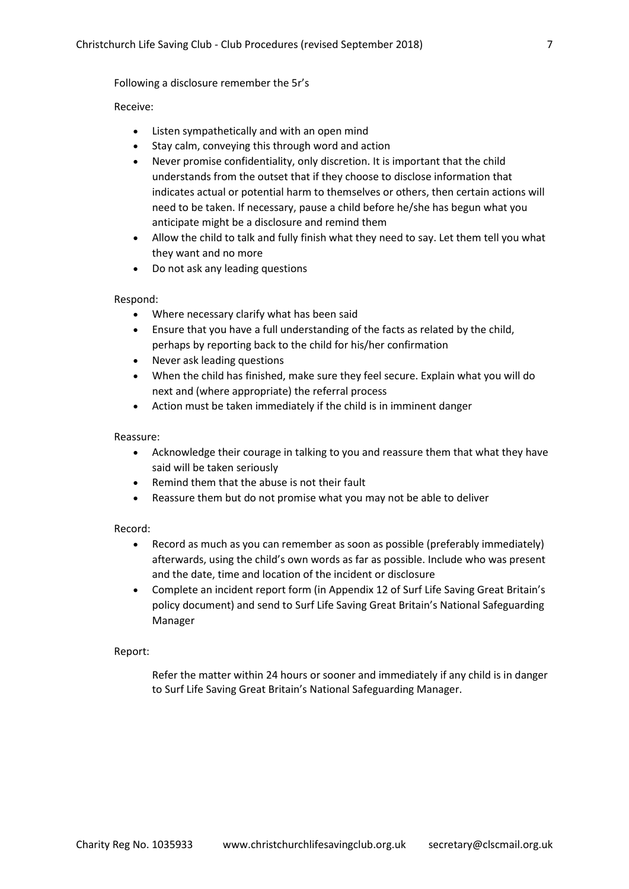Following a disclosure remember the 5r's

Receive:

- Listen sympathetically and with an open mind
- Stay calm, conveying this through word and action
- Never promise confidentiality, only discretion. It is important that the child understands from the outset that if they choose to disclose information that indicates actual or potential harm to themselves or others, then certain actions will need to be taken. If necessary, pause a child before he/she has begun what you anticipate might be a disclosure and remind them
- Allow the child to talk and fully finish what they need to say. Let them tell you what they want and no more
- Do not ask any leading questions

Respond:

- Where necessary clarify what has been said
- Ensure that you have a full understanding of the facts as related by the child, perhaps by reporting back to the child for his/her confirmation
- Never ask leading questions
- When the child has finished, make sure they feel secure. Explain what you will do next and (where appropriate) the referral process
- Action must be taken immediately if the child is in imminent danger

Reassure:

- Acknowledge their courage in talking to you and reassure them that what they have said will be taken seriously
- Remind them that the abuse is not their fault
- Reassure them but do not promise what you may not be able to deliver

Record:

- Record as much as you can remember as soon as possible (preferably immediately) afterwards, using the child's own words as far as possible. Include who was present and the date, time and location of the incident or disclosure
- Complete an incident report form (in Appendix 12 of Surf Life Saving Great Britain's policy document) and send to Surf Life Saving Great Britain's National Safeguarding Manager

Report:

Refer the matter within 24 hours or sooner and immediately if any child is in danger to Surf Life Saving Great Britain's National Safeguarding Manager.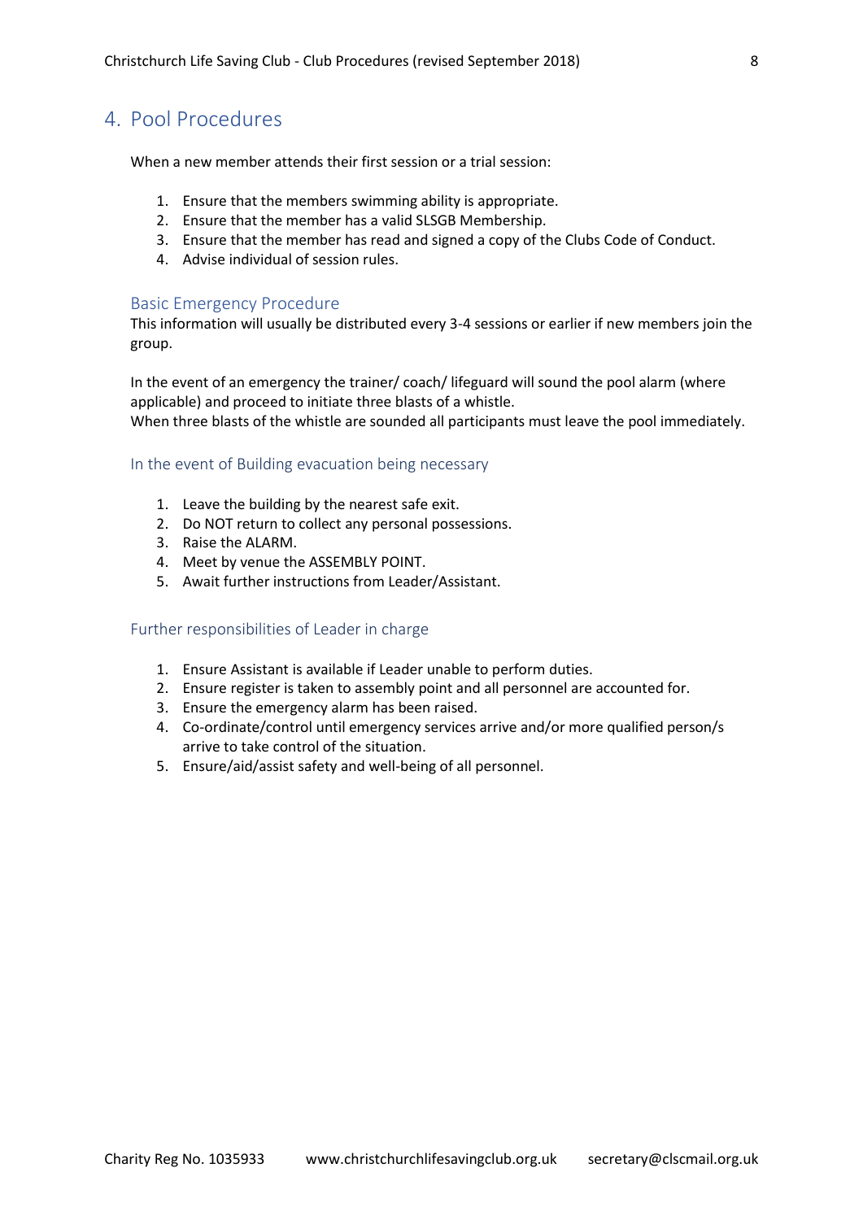## 4. Pool Procedures

When a new member attends their first session or a trial session:

1. Ensure that the members swimming ability is appropriate.
2. Ensure that the member has a valid SLSGB Membership.
3. Ensure that the member has read and signed a copy of the Clubs Code of Conduct.
4. Advise individual of session rules.

### Basic Emergency Procedure

This information will usually be distributed every 3-4 sessions or earlier if new members join the group.

In the event of an emergency the trainer/ coach/ lifeguard will sound the pool alarm (where applicable) and proceed to initiate three blasts of a whistle.
When three blasts of the whistle are sounded all participants must leave the pool immediately.

### In the event of Building evacuation being necessary

1. Leave the building by the nearest safe exit.
2. Do NOT return to collect any personal possessions.
3. Raise the ALARM.
4. Meet by venue the ASSEMBLY POINT.
5. Await further instructions from Leader/Assistant.

### Further responsibilities of Leader in charge

1. Ensure Assistant is available if Leader unable to perform duties.
2. Ensure register is taken to assembly point and all personnel are accounted for.
3. Ensure the emergency alarm has been raised.
4. Co-ordinate/control until emergency services arrive and/or more qualified person/s arrive to take control of the situation.
5. Ensure/aid/assist safety and well-being of all personnel.